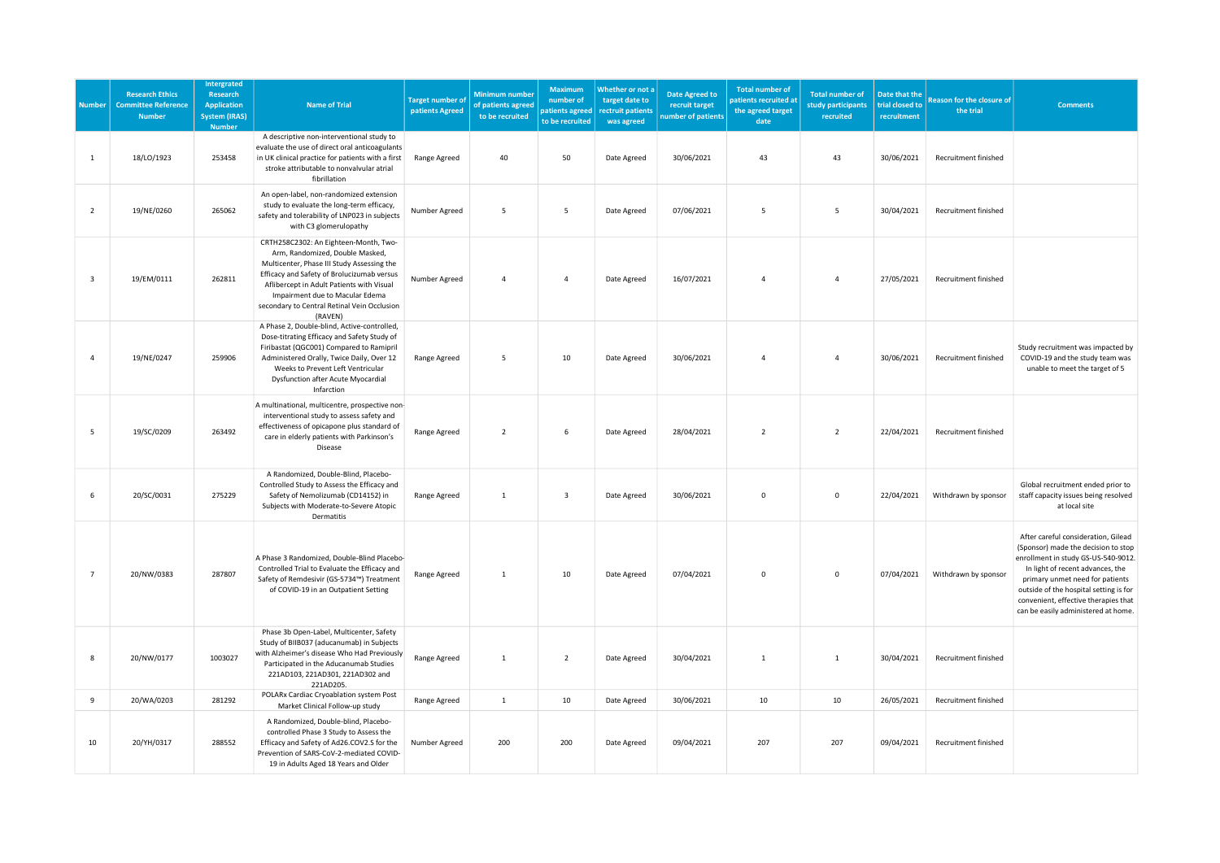| Number | Research Ethics Committee Reference Number | Intergrated Research Application System (IRAS) Number | Name of Trial | Target number of patients Agreed | Minimum number of patients agreed to be recruited | Maximum number of patients agreed to be recruited | Whether or not a target date to rectruit patients was agreed | Date Agreed to recruit target number of patients | Total number of patients recruited at the agreed target date | Total number of study participants recruited | Date that the trial closed to recruitment | Reason for the closure of the trial | Comments |
|---|---|---|---|---|---|---|---|---|---|---|---|---|---|
| 1 | 18/LO/1923 | 253458 | A descriptive non-interventional study to evaluate the use of direct oral anticoagulants in UK clinical practice for patients with a first stroke attributable to nonvalvular atrial fibrillation | Range Agreed | 40 | 50 | Date Agreed | 30/06/2021 | 43 | 43 | 30/06/2021 | Recruitment finished | |
| 2 | 19/NE/0260 | 265062 | An open-label, non-randomized extension study to evaluate the long-term efficacy, safety and tolerability of LNP023 in subjects with C3 glomerulopathy | Number Agreed | 5 | 5 | Date Agreed | 07/06/2021 | 5 | 5 | 30/04/2021 | Recruitment finished | |
| 3 | 19/EM/0111 | 262811 | CRTH258C2302: An Eighteen-Month, Two-Arm, Randomized, Double Masked, Multicenter, Phase III Study Assessing the Efficacy and Safety of Brolucizumab versus Aflibercept in Adult Patients with Visual Impairment due to Macular Edema secondary to Central Retinal Vein Occlusion (RAVEN) | Number Agreed | 4 | 4 | Date Agreed | 16/07/2021 | 4 | 4 | 27/05/2021 | Recruitment finished | |
| 4 | 19/NE/0247 | 259906 | A Phase 2, Double-blind, Active-controlled, Dose-titrating Efficacy and Safety Study of Firibastat (QGC001) Compared to Ramipril Administered Orally, Twice Daily, Over 12 Weeks to Prevent Left Ventricular Dysfunction after Acute Myocardial Infarction | Range Agreed | 5 | 10 | Date Agreed | 30/06/2021 | 4 | 4 | 30/06/2021 | Recruitment finished | Study recruitment was impacted by COVID-19 and the study team was unable to meet the target of 5 |
| 5 | 19/SC/0209 | 263492 | A multinational, multicentre, prospective non-interventional study to assess safety and effectiveness of opicapone plus standard of care in elderly patients with Parkinson's Disease | Range Agreed | 2 | 6 | Date Agreed | 28/04/2021 | 2 | 2 | 22/04/2021 | Recruitment finished | |
| 6 | 20/SC/0031 | 275229 | A Randomized, Double-Blind, Placebo-Controlled Study to Assess the Efficacy and Safety of Nemolizumab (CD14152) in Subjects with Moderate-to-Severe Atopic Dermatitis | Range Agreed | 1 | 3 | Date Agreed | 30/06/2021 | 0 | 0 | 22/04/2021 | Withdrawn by sponsor | Global recruitment ended prior to staff capacity issues being resolved at local site |
| 7 | 20/NW/0383 | 287807 | A Phase 3 Randomized, Double-Blind Placebo-Controlled Trial to Evaluate the Efficacy and Safety of Remdesivir (GS-5734™) Treatment of COVID-19 in an Outpatient Setting | Range Agreed | 1 | 10 | Date Agreed | 07/04/2021 | 0 | 0 | 07/04/2021 | Withdrawn by sponsor | After careful consideration, Gilead (Sponsor) made the decision to stop enrollment in study GS-US-540-9012. In light of recent advances, the primary unmet need for patients outside of the hospital setting is for convenient, effective therapies that can be easily administered at home. |
| 8 | 20/NW/0177 | 1003027 | Phase 3b Open-Label, Multicenter, Safety Study of BIIB037 (aducanumab) in Subjects with Alzheimer's disease Who Had Previously Participated in the Aducanumab Studies 221AD103, 221AD301, 221AD302 and 221AD205. | Range Agreed | 1 | 2 | Date Agreed | 30/04/2021 | 1 | 1 | 30/04/2021 | Recruitment finished | |
| 9 | 20/WA/0203 | 281292 | POLARx Cardiac Cryoablation system Post Market Clinical Follow-up study | Range Agreed | 1 | 10 | Date Agreed | 30/06/2021 | 10 | 10 | 26/05/2021 | Recruitment finished | |
| 10 | 20/YH/0317 | 288552 | A Randomized, Double-blind, Placebo-controlled Phase 3 Study to Assess the Efficacy and Safety of Ad26.COV2.S for the Prevention of SARS-CoV-2-mediated COVID-19 in Adults Aged 18 Years and Older | Number Agreed | 200 | 200 | Date Agreed | 09/04/2021 | 207 | 207 | 09/04/2021 | Recruitment finished | |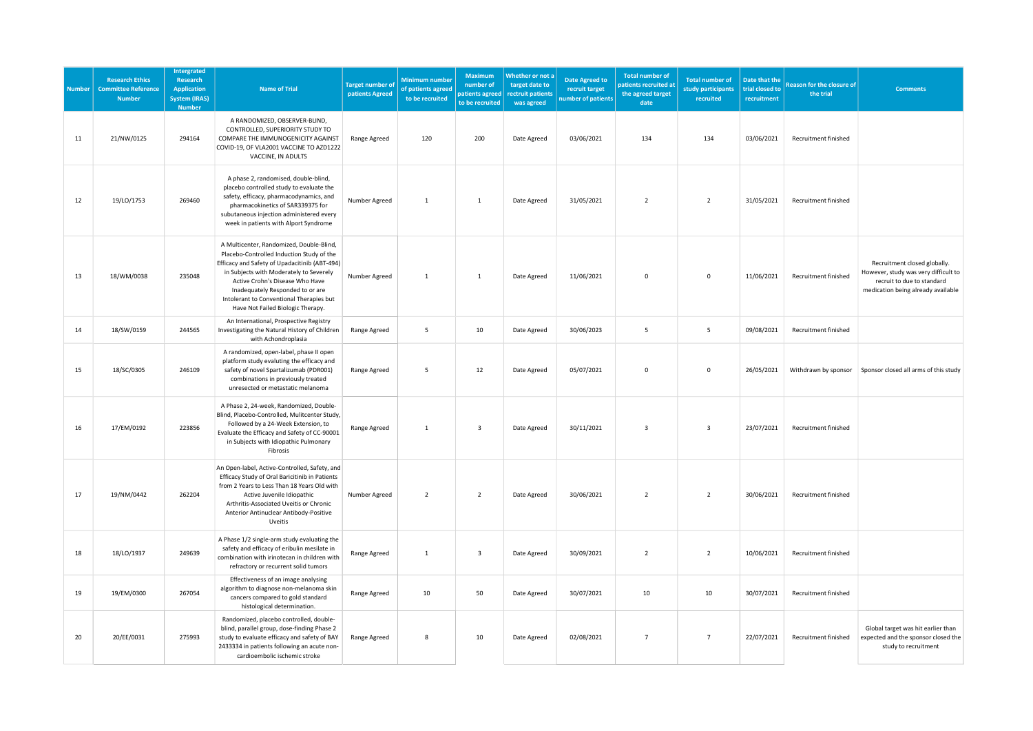| Number | Research Ethics Committee Reference Number | Intergrated Research Application System (IRAS) Number | Name of Trial | Target number of patients Agreed | Minimum number of patients agreed to be recruited | Maximum number of patients agreed to be recruited | Whether or not a target date to rectruit patients was agreed | Date Agreed to recruit target number of patients | Total number of patients recruited at the agreed target date | Total number of study participants recruited | Date that the trial closed to recruitment | Reason for the closure of the trial | Comments |
|---|---|---|---|---|---|---|---|---|---|---|---|---|---|
| 11 | 21/NW/0125 | 294164 | A RANDOMIZED, OBSERVER-BLIND, CONTROLLED, SUPERIORITY STUDY TO COMPARE THE IMMUNOGENICITY AGAINST COVID-19, OF VLA2001 VACCINE TO AZD1222 VACCINE, IN ADULTS | Range Agreed | 120 | 200 | Date Agreed | 03/06/2021 | 134 | 134 | 03/06/2021 | Recruitment finished | |
| 12 | 19/LO/1753 | 269460 | A phase 2, randomised, double-blind, placebo controlled study to evaluate the safety, efficacy, pharmacodynamics, and pharmacokinetics of SAR339375 for subutaneous injection administered every week in patients with Alport Syndrome | Number Agreed | 1 | 1 | Date Agreed | 31/05/2021 | 2 | 2 | 31/05/2021 | Recruitment finished | |
| 13 | 18/WM/0038 | 235048 | A Multicenter, Randomized, Double-Blind, Placebo-Controlled Induction Study of the Efficacy and Safety of Upadacitinib (ABT-494) in Subjects with Moderately to Severely Active Crohn's Disease Who Have Inadequately Responded to or are Intolerant to Conventional Therapies but Have Not Failed Biologic Therapy. | Number Agreed | 1 | 1 | Date Agreed | 11/06/2021 | 0 | 0 | 11/06/2021 | Recruitment finished | Recruitment closed globally. However, study was very difficult to recruit to due to standard medication being already available |
| 14 | 18/SW/0159 | 244565 | An International, Prospective Registry Investigating the Natural History of Children with Achondroplasia | Range Agreed | 5 | 10 | Date Agreed | 30/06/2023 | 5 | 5 | 09/08/2021 | Recruitment finished | |
| 15 | 18/SC/0305 | 246109 | A randomized, open-label, phase II open platform study evaluting the efficacy and safety of novel Spartalizumab (PDR001) combinations in previously treated unresected or metastatic melanoma | Range Agreed | 5 | 12 | Date Agreed | 05/07/2021 | 0 | 0 | 26/05/2021 | Withdrawn by sponsor | Sponsor closed all arms of this study |
| 16 | 17/EM/0192 | 223856 | A Phase 2, 24-week, Randomized, Double-Blind, Placebo-Controlled, Mulitcenter Study, Followed by a 24-Week Extension, to Evaluate the Efficacy and Safety of CC-90001 in Subjects with Idiopathic Pulmonary Fibrosis | Range Agreed | 1 | 3 | Date Agreed | 30/11/2021 | 3 | 3 | 23/07/2021 | Recruitment finished | |
| 17 | 19/NM/0442 | 262204 | An Open-label, Active-Controlled, Safety, and Efficacy Study of Oral Baricitinib in Patients from 2 Years to Less Than 18 Years Old with Active Juvenile Idiopathic Arthritis-Associated Uveitis or Chronic Anterior Antinuclear Antibody-Positive Uveitis | Number Agreed | 2 | 2 | Date Agreed | 30/06/2021 | 2 | 2 | 30/06/2021 | Recruitment finished | |
| 18 | 18/LO/1937 | 249639 | A Phase 1/2 single-arm study evaluating the safety and efficacy of eribulin mesilate in combination with irinotecan in children with refractory or recurrent solid tumors | Range Agreed | 1 | 3 | Date Agreed | 30/09/2021 | 2 | 2 | 10/06/2021 | Recruitment finished | |
| 19 | 19/EM/0300 | 267054 | Effectiveness of an image analysing algorithm to diagnose non-melanoma skin cancers compared to gold standard histological determination. | Range Agreed | 10 | 50 | Date Agreed | 30/07/2021 | 10 | 10 | 30/07/2021 | Recruitment finished | |
| 20 | 20/EE/0031 | 275993 | Randomized, placebo controlled, double-blind, parallel group, dose-finding Phase 2 study to evaluate efficacy and safety of BAY 2433334 in patients following an acute non-cardioembolic ischemic stroke | Range Agreed | 8 | 10 | Date Agreed | 02/08/2021 | 7 | 7 | 22/07/2021 | Recruitment finished | Global target was hit earlier than expected and the sponsor closed the study to recruitment |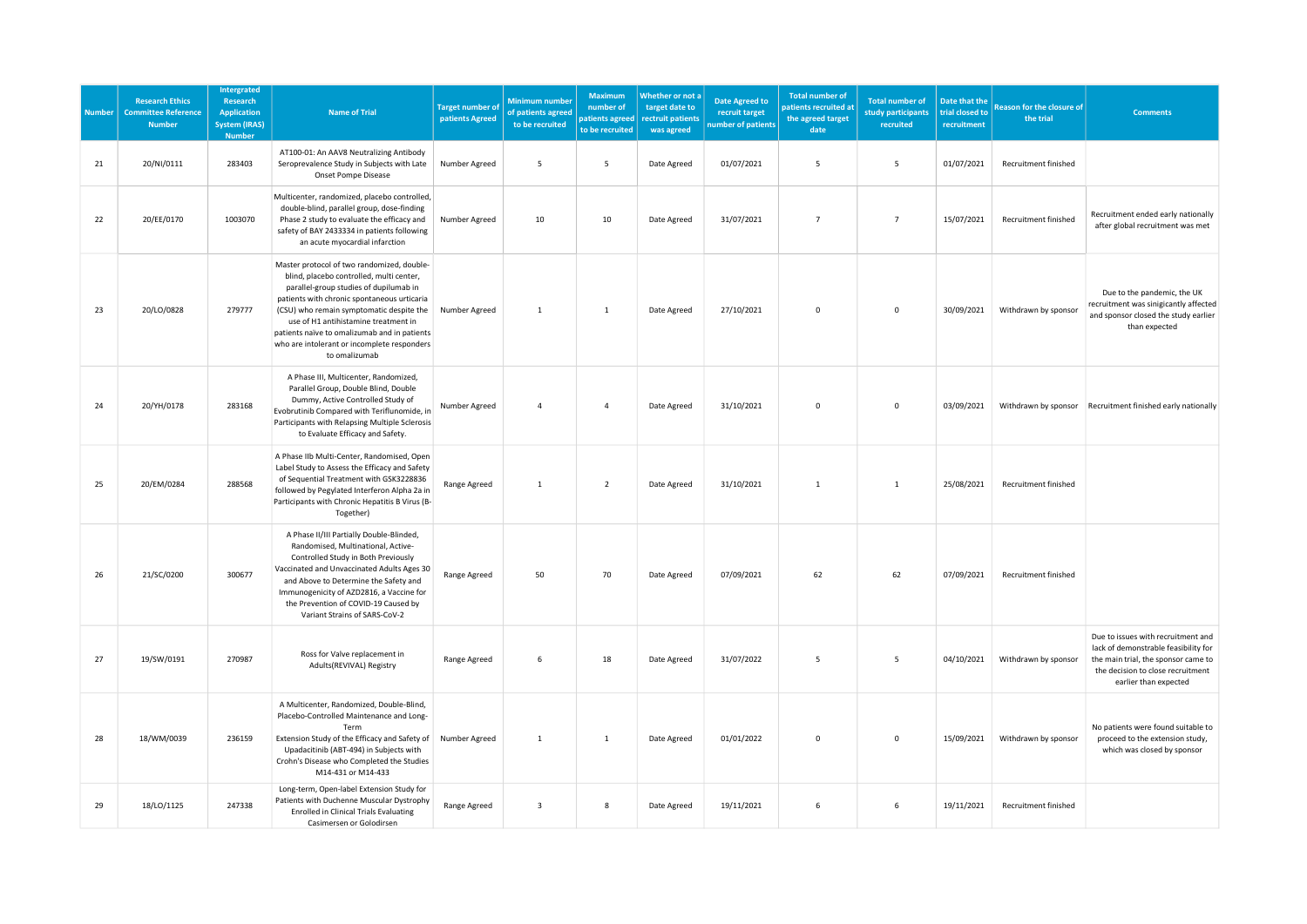| Number | Research Ethics Committee Reference Number | Intergrated Research Application System (IRAS) Number | Name of Trial | Target number of patients Agreed | Minimum number of patients agreed to be recruited | Maximum number of patients agreed to be recruited | Whether or not a target date to rectruit patients was agreed | Date Agreed to recruit target number of patients | Total number of patients recruited at the agreed target date | Total number of study participants recruited | Date that the trial closed to recruitment | Reason for the closure of the trial | Comments |
|---|---|---|---|---|---|---|---|---|---|---|---|---|---|
| 21 | 20/NI/0111 | 283403 | AT100-01: An AAV8 Neutralizing Antibody Seroprevalence Study in Subjects with Late Onset Pompe Disease | Number Agreed | 5 | 5 | Date Agreed | 01/07/2021 | 5 | 5 | 01/07/2021 | Recruitment finished | |
| 22 | 20/EE/0170 | 1003070 | Multicenter, randomized, placebo controlled, double-blind, parallel group, dose-finding Phase 2 study to evaluate the efficacy and safety of BAY 2433334 in patients following an acute myocardial infarction | Number Agreed | 10 | 10 | Date Agreed | 31/07/2021 | 7 | 7 | 15/07/2021 | Recruitment finished | Recruitment ended early nationally after global recruitment was met |
| 23 | 20/LO/0828 | 279777 | Master protocol of two randomized, double-blind, placebo controlled, multi center, parallel-group studies of dupilumab in patients with chronic spontaneous urticaria (CSU) who remain symptomatic despite the use of H1 antihistamine treatment in patients naive to omalizumab and in patients who are intolerant or incomplete responders to omalizumab | Number Agreed | 1 | 1 | Date Agreed | 27/10/2021 | 0 | 0 | 30/09/2021 | Withdrawn by sponsor | Due to the pandemic, the UK recruitment was sinigicantly affected and sponsor closed the study earlier than expected |
| 24 | 20/YH/0178 | 283168 | A Phase III, Multicenter, Randomized, Parallel Group, Double Blind, Double Dummy, Active Controlled Study of Evobrutinib Compared with Teriflunomide, in Participants with Relapsing Multiple Sclerosis to Evaluate Efficacy and Safety. | Number Agreed | 4 | 4 | Date Agreed | 31/10/2021 | 0 | 0 | 03/09/2021 | Withdrawn by sponsor | Recruitment finished early nationally |
| 25 | 20/EM/0284 | 288568 | A Phase IIb Multi-Center, Randomised, Open Label Study to Assess the Efficacy and Safety of Sequential Treatment with GSK3228836 followed by Pegylated Interferon Alpha 2a in Participants with Chronic Hepatitis B Virus (B-Together) | Range Agreed | 1 | 2 | Date Agreed | 31/10/2021 | 1 | 1 | 25/08/2021 | Recruitment finished | |
| 26 | 21/SC/0200 | 300677 | A Phase II/III Partially Double-Blinded, Randomised, Multinational, Active-Controlled Study in Both Previously Vaccinated and Unvaccinated Adults Ages 30 and Above to Determine the Safety and Immunogenicity of AZD2816, a Vaccine for the Prevention of COVID-19 Caused by Variant Strains of SARS-CoV-2 | Range Agreed | 50 | 70 | Date Agreed | 07/09/2021 | 62 | 62 | 07/09/2021 | Recruitment finished | |
| 27 | 19/SW/0191 | 270987 | Ross for Valve replacement in Adults(REVIVAL) Registry | Range Agreed | 6 | 18 | Date Agreed | 31/07/2022 | 5 | 5 | 04/10/2021 | Withdrawn by sponsor | Due to issues with recruitment and lack of demonstrable feasibility for the main trial, the sponsor came to the decision to close recruitment earlier than expected |
| 28 | 18/WM/0039 | 236159 | A Multicenter, Randomized, Double-Blind, Placebo-Controlled Maintenance and Long-Term Extension Study of the Efficacy and Safety of Upadacitinib (ABT-494) in Subjects with Crohn's Disease who Completed the Studies M14-431 or M14-433 | Number Agreed | 1 | 1 | Date Agreed | 01/01/2022 | 0 | 0 | 15/09/2021 | Withdrawn by sponsor | No patients were found suitable to proceed to the extension study, which was closed by sponsor |
| 29 | 18/LO/1125 | 247338 | Long-term, Open-label Extension Study for Patients with Duchenne Muscular Dystrophy Enrolled in Clinical Trials Evaluating Casimersen or Golodirsen | Range Agreed | 3 | 8 | Date Agreed | 19/11/2021 | 6 | 6 | 19/11/2021 | Recruitment finished | |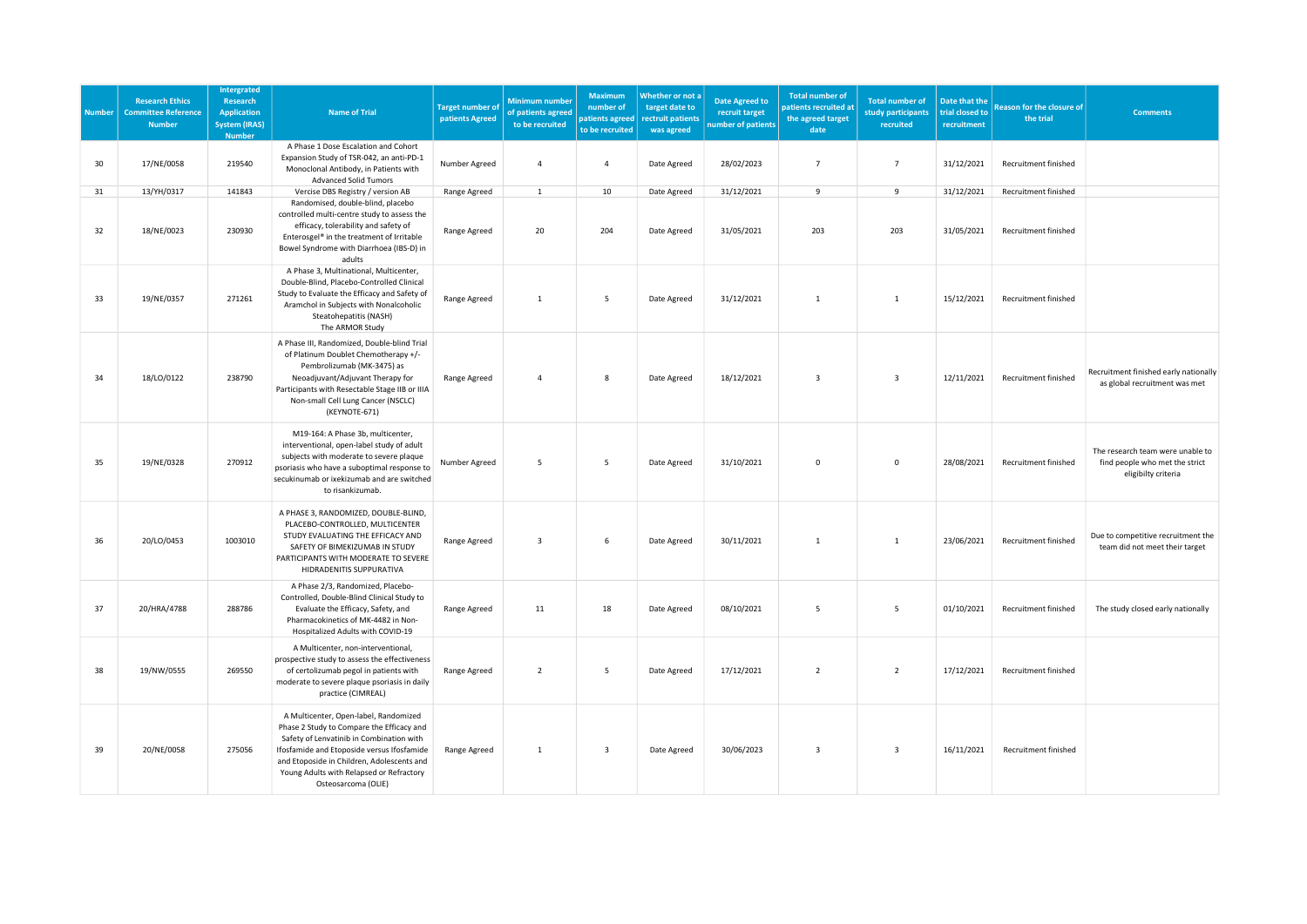| Number | Research Ethics Committee Reference Number | Intergrated Research Application System (IRAS) Number | Name of Trial | Target number of patients Agreed | Minimum number of patients agreed to be recruited | Maximum number of patients agreed to be recruited | Whether or not a target date to rectruit patients was agreed | Date Agreed to recruit target number of patients | Total number of patients recruited at the agreed target date | Total number of study participants recruited | Date that the trial closed to recruitment | Reason for the closure of the trial | Comments |
|---|---|---|---|---|---|---|---|---|---|---|---|---|---|
| 30 | 17/NE/0058 | 219540 | A Phase 1 Dose Escalation and Cohort Expansion Study of TSR-042, an anti-PD-1 Monoclonal Antibody, in Patients with Advanced Solid Tumors | Number Agreed | 4 | 4 | Date Agreed | 28/02/2023 | 7 | 7 | 31/12/2021 | Recruitment finished | |
| 31 | 13/YH/0317 | 141843 | Vercise DBS Registry / version AB | Range Agreed | 1 | 10 | Date Agreed | 31/12/2021 | 9 | 9 | 31/12/2021 | Recruitment finished | |
| 32 | 18/NE/0023 | 230930 | Randomised, double-blind, placebo controlled multi-centre study to assess the efficacy, tolerability and safety of Enterosgel® in the treatment of Irritable Bowel Syndrome with Diarrhoea (IBS-D) in adults | Range Agreed | 20 | 204 | Date Agreed | 31/05/2021 | 203 | 203 | 31/05/2021 | Recruitment finished | |
| 33 | 19/NE/0357 | 271261 | A Phase 3, Multinational, Multicenter, Double-Blind, Placebo-Controlled Clinical Study to Evaluate the Efficacy and Safety of Aramchol in Subjects with Nonalcoholic Steatohepatitis (NASH) The ARMOR Study | Range Agreed | 1 | 5 | Date Agreed | 31/12/2021 | 1 | 1 | 15/12/2021 | Recruitment finished | |
| 34 | 18/LO/0122 | 238790 | A Phase III, Randomized, Double-blind Trial of Platinum Doublet Chemotherapy +/- Pembrolizumab (MK-3475) as Neoadjuvant/Adjuvant Therapy for Participants with Resectable Stage IIB or IIIA Non-small Cell Lung Cancer (NSCLC) (KEYNOTE-671) | Range Agreed | 4 | 8 | Date Agreed | 18/12/2021 | 3 | 3 | 12/11/2021 | Recruitment finished | Recruitment finished early nationally as global recruitment was met |
| 35 | 19/NE/0328 | 270912 | M19-164: A Phase 3b, multicenter, interventional, open-label study of adult subjects with moderate to severe plaque psoriasis who have a suboptimal response to secukinumab or ixekizumab and are switched to risankizumab. | Number Agreed | 5 | 5 | Date Agreed | 31/10/2021 | 0 | 0 | 28/08/2021 | Recruitment finished | The research team were unable to find people who met the strict eligibilty criteria |
| 36 | 20/LO/0453 | 1003010 | A PHASE 3, RANDOMIZED, DOUBLE-BLIND, PLACEBO-CONTROLLED, MULTICENTER STUDY EVALUATING THE EFFICACY AND SAFETY OF BIMEKIZUMAB IN STUDY PARTICIPANTS WITH MODERATE TO SEVERE HIDRADENITIS SUPPURATIVA | Range Agreed | 3 | 6 | Date Agreed | 30/11/2021 | 1 | 1 | 23/06/2021 | Recruitment finished | Due to competitive recruitment the team did not meet their target |
| 37 | 20/HRA/4788 | 288786 | A Phase 2/3, Randomized, Placebo-Controlled, Double-Blind Clinical Study to Evaluate the Efficacy, Safety, and Pharmacokinetics of MK-4482 in Non-Hospitalized Adults with COVID-19 | Range Agreed | 11 | 18 | Date Agreed | 08/10/2021 | 5 | 5 | 01/10/2021 | Recruitment finished | The study closed early nationally |
| 38 | 19/NW/0555 | 269550 | A Multicenter, non-interventional, prospective study to assess the effectiveness of certolizumab pegol in patients with moderate to severe plaque psoriasis in daily practice (CIMREAL) | Range Agreed | 2 | 5 | Date Agreed | 17/12/2021 | 2 | 2 | 17/12/2021 | Recruitment finished | |
| 39 | 20/NE/0058 | 275056 | A Multicenter, Open-label, Randomized Phase 2 Study to Compare the Efficacy and Safety of Lenvatinib in Combination with Ifosfamide and Etoposide versus Ifosfamide and Etoposide in Children, Adolescents and Young Adults with Relapsed or Refractory Osteosarcoma (OLIE) | Range Agreed | 1 | 3 | Date Agreed | 30/06/2023 | 3 | 3 | 16/11/2021 | Recruitment finished | |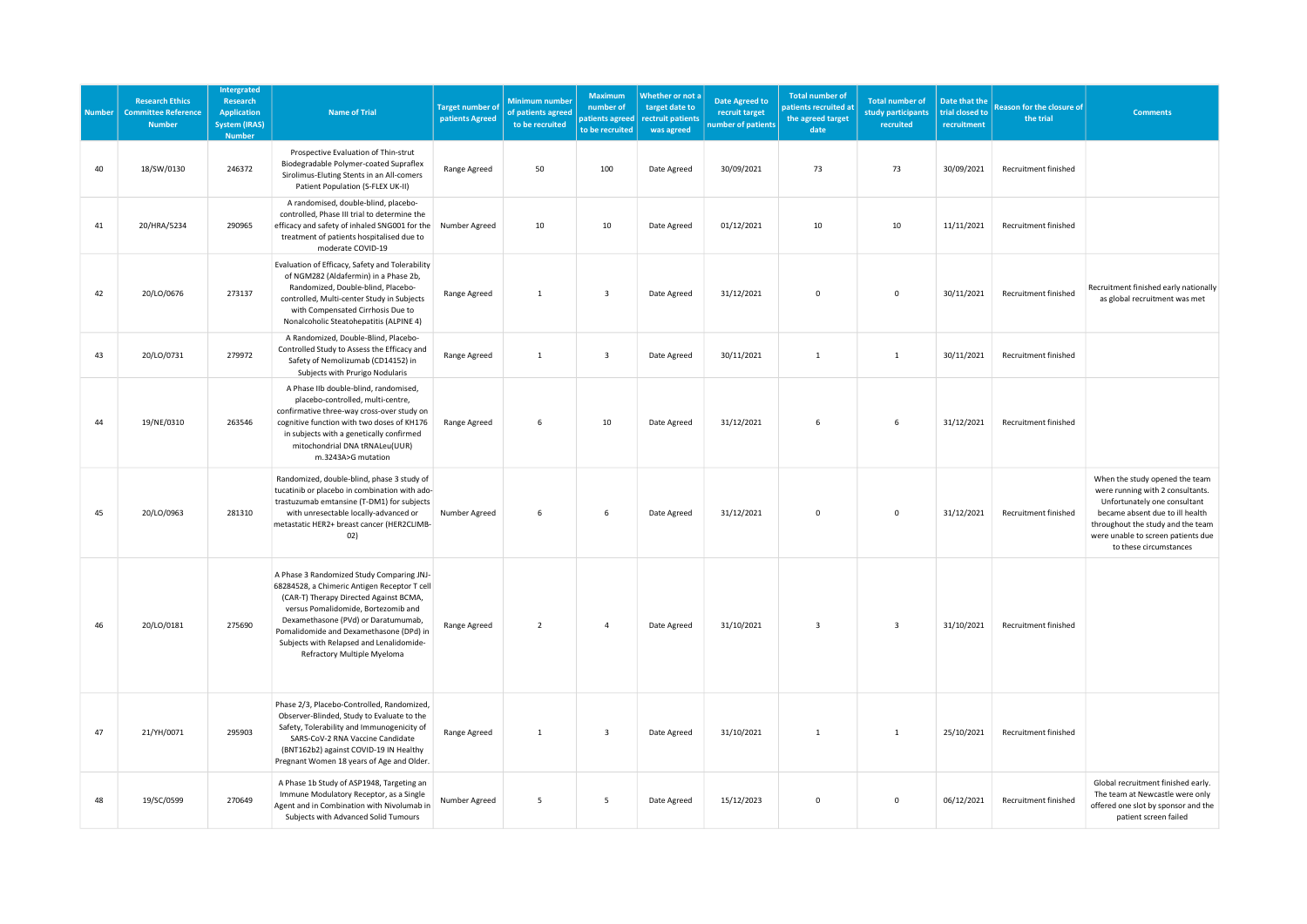| Number | Research Ethics Committee Reference Number | Intergrated Research Application System (IRAS) Number | Name of Trial | Target number of patients Agreed | Minimum number of patients agreed to be recruited | Maximum number of patients agreed to be recruited | Whether or not a target date to rectruit patients was agreed | Date Agreed to recruit target number of patients | Total number of patients recruited at the agreed target date | Total number of study participants recruited | Date that the trial closed to recruitment | Reason for the closure of the trial | Comments |
|---|---|---|---|---|---|---|---|---|---|---|---|---|---|
| 40 | 18/SW/0130 | 246372 | Prospective Evaluation of Thin-strut Biodegradable Polymer-coated Supraflex Sirolimus-Eluting Stents in an All-comers Patient Population (S-FLEX UK-II) | Range Agreed | 50 | 100 | Date Agreed | 30/09/2021 | 73 | 73 | 30/09/2021 | Recruitment finished | |
| 41 | 20/HRA/5234 | 290965 | A randomised, double-blind, placebo-controlled, Phase III trial to determine the efficacy and safety of inhaled SNG001 for the treatment of patients hospitalised due to moderate COVID-19 | Number Agreed | 10 | 10 | Date Agreed | 01/12/2021 | 10 | 10 | 11/11/2021 | Recruitment finished | |
| 42 | 20/LO/0676 | 273137 | Evaluation of Efficacy, Safety and Tolerability of NGM282 (Aldafermin) in a Phase 2b, Randomized, Double-blind, Placebo-controlled, Multi-center Study in Subjects with Compensated Cirrhosis Due to Nonalcoholic Steatohepatitis (ALPINE 4) | Range Agreed | 1 | 3 | Date Agreed | 31/12/2021 | 0 | 0 | 30/11/2021 | Recruitment finished | Recruitment finished early nationally as global recruitment was met |
| 43 | 20/LO/0731 | 279972 | A Randomized, Double-Blind, Placebo-Controlled Study to Assess the Efficacy and Safety of Nemolizumab (CD14152) in Subjects with Prurigo Nodularis | Range Agreed | 1 | 3 | Date Agreed | 30/11/2021 | 1 | 1 | 30/11/2021 | Recruitment finished | |
| 44 | 19/NE/0310 | 263546 | A Phase IIb double-blind, randomised, placebo-controlled, multi-centre, confirmative three-way cross-over study on cognitive function with two doses of KH176 in subjects with a genetically confirmed mitochondrial DNA tRNALeu(UUR) m.3243A>G mutation | Range Agreed | 6 | 10 | Date Agreed | 31/12/2021 | 6 | 6 | 31/12/2021 | Recruitment finished | |
| 45 | 20/LO/0963 | 281310 | Randomized, double-blind, phase 3 study of tucatinib or placebo in combination with ado-trastuzumab emtansine (T-DM1) for subjects with unresectable locally-advanced or metastatic HER2+ breast cancer (HER2CLIMB-02) | Number Agreed | 6 | 6 | Date Agreed | 31/12/2021 | 0 | 0 | 31/12/2021 | Recruitment finished | When the study opened the team were running with 2 consultants. Unfortunately one consultant became absent due to ill health throughout the study and the team were unable to screen patients due to these circumstances |
| 46 | 20/LO/0181 | 275690 | A Phase 3 Randomized Study Comparing JNJ-68284528, a Chimeric Antigen Receptor T cell (CAR-T) Therapy Directed Against BCMA, versus Pomalidomide, Bortezomib and Dexamethasone (PVd) or Daratumumab, Pomalidomide and Dexamethasone (DPd) in Subjects with Relapsed and Lenalidomide-Refractory Multiple Myeloma | Range Agreed | 2 | 4 | Date Agreed | 31/10/2021 | 3 | 3 | 31/10/2021 | Recruitment finished | |
| 47 | 21/YH/0071 | 295903 | Phase 2/3, Placebo-Controlled, Randomized, Observer-Blinded, Study to Evaluate to the Safety, Tolerability and Immunogenicity of SARS-CoV-2 RNA Vaccine Candidate (BNT162b2) against COVID-19 IN Healthy Pregnant Women 18 years of Age and Older. | Range Agreed | 1 | 3 | Date Agreed | 31/10/2021 | 1 | 1 | 25/10/2021 | Recruitment finished | |
| 48 | 19/SC/0599 | 270649 | A Phase 1b Study of ASP1948, Targeting an Immune Modulatory Receptor, as a Single Agent and in Combination with Nivolumab in Subjects with Advanced Solid Tumours | Number Agreed | 5 | 5 | Date Agreed | 15/12/2023 | 0 | 0 | 06/12/2021 | Recruitment finished | Global recruitment finished early. The team at Newcastle were only offered one slot by sponsor and the patient screen failed |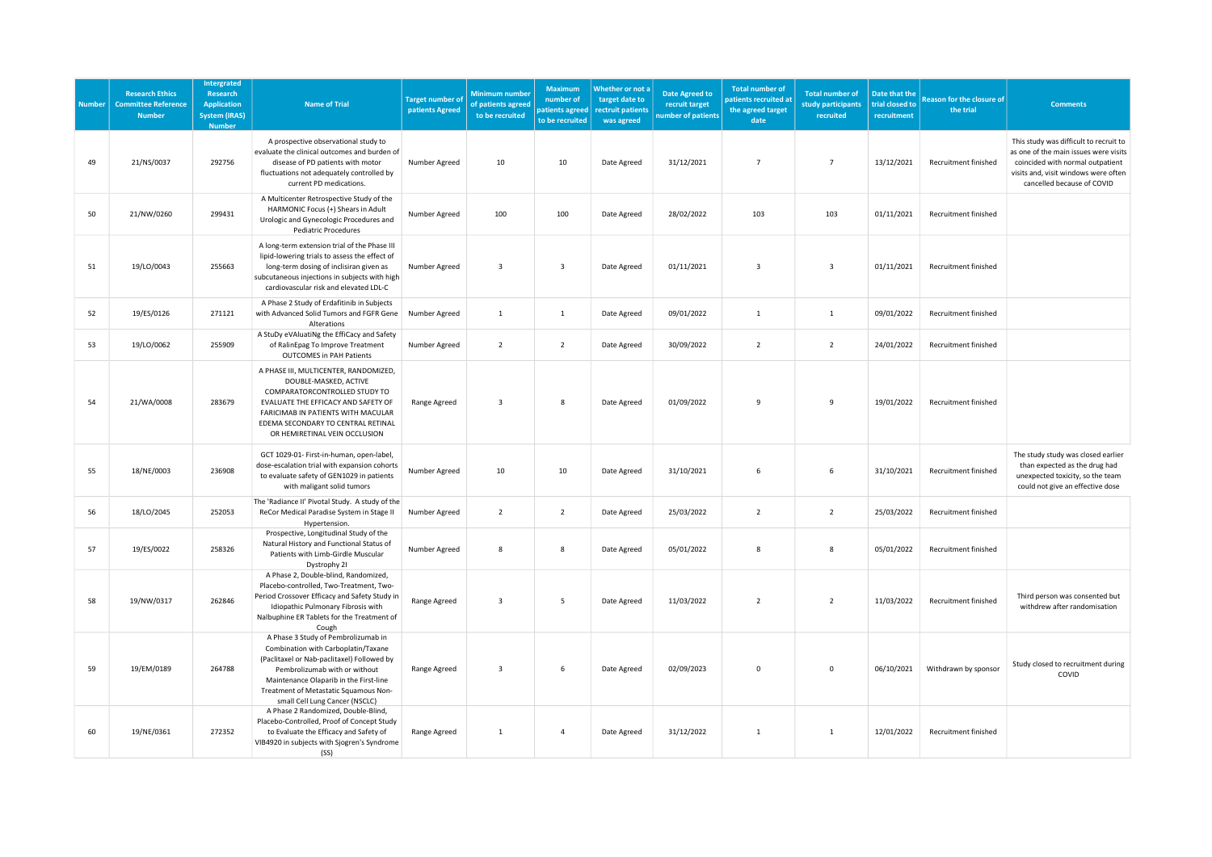| Number | Research Ethics Committee Reference Number | Intergrated Research Application System (IRAS) Number | Name of Trial | Target number of patients Agreed | Minimum number of patients agreed to be recruited | Maximum number of patients agreed to be recruited | Whether or not a target date to rectruit patients was agreed | Date Agreed to recruit target number of patients | Total number of patients recruited at the agreed target date | Total number of study participants recruited | Date that the trial closed to recruitment | Reason for the closure of the trial | Comments |
|---|---|---|---|---|---|---|---|---|---|---|---|---|---|
| 49 | 21/NS/0037 | 292756 | A prospective observational study to evaluate the clinical outcomes and burden of disease of PD patients with motor fluctuations not adequately controlled by current PD medications. | Number Agreed | 10 | 10 | Date Agreed | 31/12/2021 | 7 | 7 | 13/12/2021 | Recruitment finished | This study was difficult to recruit to as one of the main issues were visits coincided with normal outpatient visits and, visit windows were often cancelled because of COVID |
| 50 | 21/NW/0260 | 299431 | A Multicenter Retrospective Study of the HARMONIC Focus (+) Shears in Adult Urologic and Gynecologic Procedures and Pediatric Procedures | Number Agreed | 100 | 100 | Date Agreed | 28/02/2022 | 103 | 103 | 01/11/2021 | Recruitment finished | |
| 51 | 19/LO/0043 | 255663 | A long-term extension trial of the Phase III lipid-lowering trials to assess the effect of long-term dosing of inclisiran given as subcutaneous injections in subjects with high cardiovascular risk and elevated LDL-C | Number Agreed | 3 | 3 | Date Agreed | 01/11/2021 | 3 | 3 | 01/11/2021 | Recruitment finished | |
| 52 | 19/ES/0126 | 271121 | A Phase 2 Study of Erdafitinib in Subjects with Advanced Solid Tumors and FGFR Gene Alterations | Number Agreed | 1 | 1 | Date Agreed | 09/01/2022 | 1 | 1 | 09/01/2022 | Recruitment finished | |
| 53 | 19/LO/0062 | 255909 | A StuDy eVAluatiNg the EffiCacy and Safety of RalinEpag To Improve Treatment OUTCOMES in PAH Patients | Number Agreed | 2 | 2 | Date Agreed | 30/09/2022 | 2 | 2 | 24/01/2022 | Recruitment finished | |
| 54 | 21/WA/0008 | 283679 | A PHASE III, MULTICENTER, RANDOMIZED, DOUBLE-MASKED, ACTIVE COMPARATORCONTROLLED STUDY TO EVALUATE THE EFFICACY AND SAFETY OF FARICIMAB IN PATIENTS WITH MACULAR EDEMA SECONDARY TO CENTRAL RETINAL OR HEMIRETINAL VEIN OCCLUSION | Range Agreed | 3 | 8 | Date Agreed | 01/09/2022 | 9 | 9 | 19/01/2022 | Recruitment finished | |
| 55 | 18/NE/0003 | 236908 | GCT 1029-01- First-in-human, open-label, dose-escalation trial with expansion cohorts to evaluate safety of GEN1029 in patients with maligant solid tumors | Number Agreed | 10 | 10 | Date Agreed | 31/10/2021 | 6 | 6 | 31/10/2021 | Recruitment finished | The study study was closed earlier than expected as the drug had unexpected toxicity, so the team could not give an effective dose |
| 56 | 18/LO/2045 | 252053 | The 'Radiance II' Pivotal Study. A study of the ReCor Medical Paradise System in Stage II Hypertension. | Number Agreed | 2 | 2 | Date Agreed | 25/03/2022 | 2 | 2 | 25/03/2022 | Recruitment finished | |
| 57 | 19/ES/0022 | 258326 | Prospective, Longitudinal Study of the Natural History and Functional Status of Patients with Limb-Girdle Muscular Dystrophy 2I | Number Agreed | 8 | 8 | Date Agreed | 05/01/2022 | 8 | 8 | 05/01/2022 | Recruitment finished | |
| 58 | 19/NW/0317 | 262846 | A Phase 2, Double-blind, Randomized, Placebo-controlled, Two-Treatment, Two-Period Crossover Efficacy and Safety Study in Idiopathic Pulmonary Fibrosis with Nalbuphine ER Tablets for the Treatment of Cough | Range Agreed | 3 | 5 | Date Agreed | 11/03/2022 | 2 | 2 | 11/03/2022 | Recruitment finished | Third person was consented but withdrew after randomisation |
| 59 | 19/EM/0189 | 264788 | A Phase 3 Study of Pembrolizumab in Combination with Carboplatin/Taxane (Paclitaxel or Nab-paclitaxel) Followed by Pembrolizumab with or without Maintenance Olaparib in the First-line Treatment of Metastatic Squamous Non-small Cell Lung Cancer (NSCLC) | Range Agreed | 3 | 6 | Date Agreed | 02/09/2023 | 0 | 0 | 06/10/2021 | Withdrawn by sponsor | Study closed to recruitment during COVID |
| 60 | 19/NE/0361 | 272352 | A Phase 2 Randomized, Double-Blind, Placebo-Controlled, Proof of Concept Study to Evaluate the Efficacy and Safety of VIB4920 in subjects with Sjogren's Syndrome (SS) | Range Agreed | 1 | 4 | Date Agreed | 31/12/2022 | 1 | 1 | 12/01/2022 | Recruitment finished | |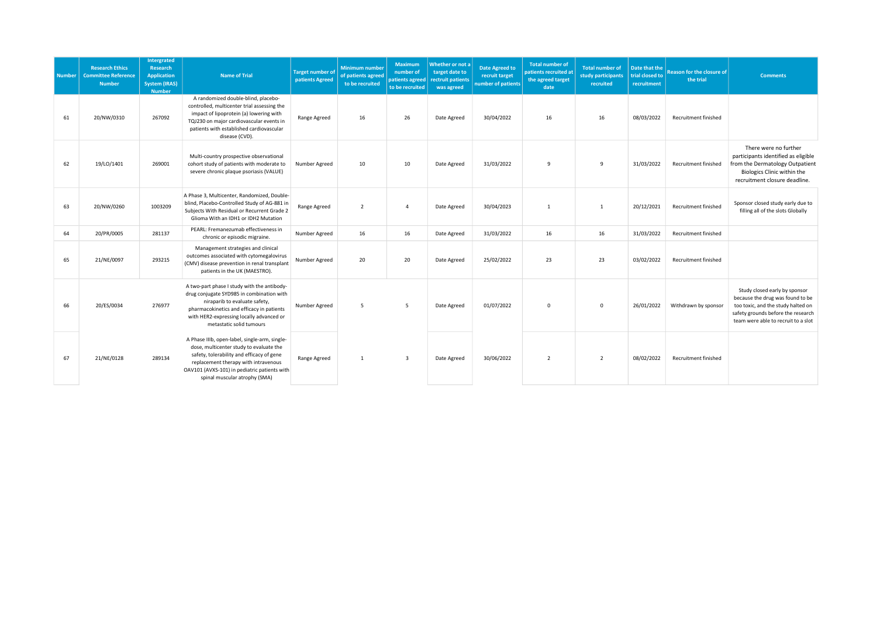| Number | Research Ethics Committee Reference Number | Intergrated Research Application System (IRAS) Number | Name of Trial | Target number of patients Agreed | Minimum number of patients agreed to be recruited | Maximum number of patients agreed to be recruited | Whether or not a target date to rectruit patients was agreed | Date Agreed to recruit target number of patients | Total number of patients recruited at the agreed target date | Total number of study participants recruited | Date that the trial closed to recruitment | Reason for the closure of the trial | Comments |
|---|---|---|---|---|---|---|---|---|---|---|---|---|---|
| 61 | 20/NW/0310 | 267092 | A randomized double-blind, placebo-controlled, multicenter trial assessing the impact of lipoprotein (a) lowering with TQJ230 on major cardiovascular events in patients with established cardiovascular disease (CVD). | Range Agreed | 16 | 26 | Date Agreed | 30/04/2022 | 16 | 16 | 08/03/2022 | Recruitment finished | |
| 62 | 19/LO/1401 | 269001 | Multi-country prospective observational cohort study of patients with moderate to severe chronic plaque psoriasis (VALUE) | Number Agreed | 10 | 10 | Date Agreed | 31/03/2022 | 9 | 9 | 31/03/2022 | Recruitment finished | There were no further participants identified as eligible from the Dermatology Outpatient Biologics Clinic within the recruitment closure deadline. |
| 63 | 20/NW/0260 | 1003209 | A Phase 3, Multicenter, Randomized, Double-blind, Placebo-Controlled Study of AG-881 in Subjects With Residual or Recurrent Grade 2 Glioma With an IDH1 or IDH2 Mutation | Range Agreed | 2 | 4 | Date Agreed | 30/04/2023 | 1 | 1 | 20/12/2021 | Recruitment finished | Sponsor closed study early due to filling all of the slots Globally |
| 64 | 20/PR/0005 | 281137 | PEARL: Fremanezumab effectiveness in chronic or episodic migraine. | Number Agreed | 16 | 16 | Date Agreed | 31/03/2022 | 16 | 16 | 31/03/2022 | Recruitment finished | |
| 65 | 21/NE/0097 | 293215 | Management strategies and clinical outcomes associated with cytomegalovirus (CMV) disease prevention in renal transplant patients in the UK (MAESTRO). | Number Agreed | 20 | 20 | Date Agreed | 25/02/2022 | 23 | 23 | 03/02/2022 | Recruitment finished | |
| 66 | 20/ES/0034 | 276977 | A two-part phase I study with the antibody-drug conjugate SYD985 in combination with niraparib to evaluate safety, pharmacokinetics and efficacy in patients with HER2-expressing locally advanced or metastatic solid tumours | Number Agreed | 5 | 5 | Date Agreed | 01/07/2022 | 0 | 0 | 26/01/2022 | Withdrawn by sponsor | Study closed early by sponsor because the drug was found to be too toxic, and the study halted on safety grounds before the research team were able to recruit to a slot |
| 67 | 21/NE/0128 | 289134 | A Phase IIIb, open-label, single-arm, single-dose, multicenter study to evaluate the safety, tolerability and efficacy of gene replacement therapy with intravenous OAV101 (AVXS-101) in pediatric patients with spinal muscular atrophy (SMA) | Range Agreed | 1 | 3 | Date Agreed | 30/06/2022 | 2 | 2 | 08/02/2022 | Recruitment finished | |